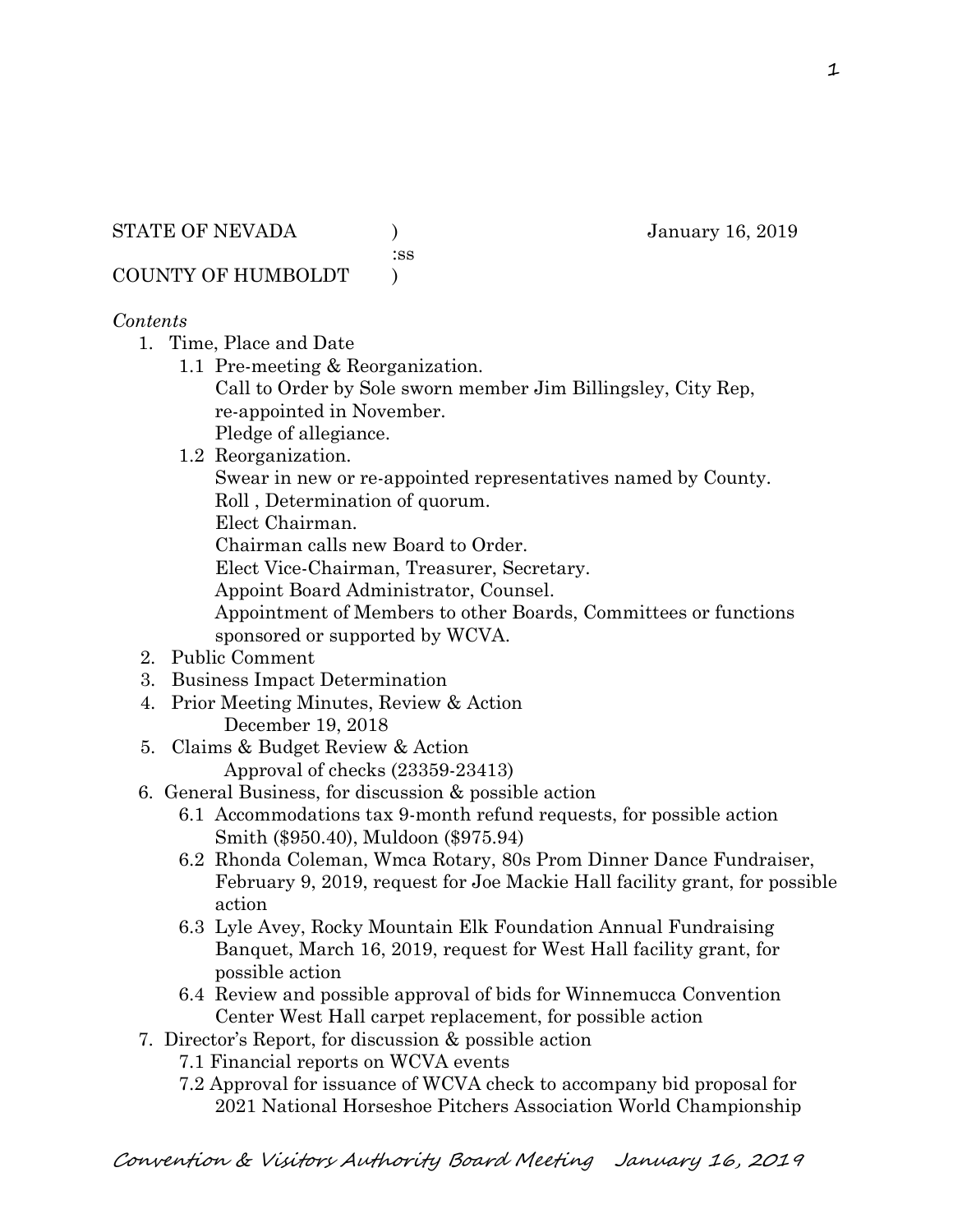STATE OF NEVADA ) January 16, 2019
:ss
COUNTY OF HUMBOLDT )

*Contents*

1. Time, Place and Date
   - 1.1 Pre-meeting & Reorganization.
     Call to Order by Sole sworn member Jim Billingsley, City Rep, re-appointed in November.
     Pledge of allegiance.
   - 1.2 Reorganization.
     Swear in new or re-appointed representatives named by County.
     Roll , Determination of quorum.
     Elect Chairman.
     Chairman calls new Board to Order.
     Elect Vice-Chairman, Treasurer, Secretary.
     Appoint Board Administrator, Counsel.
     Appointment of Members to other Boards, Committees or functions sponsored or supported by WCVA.
2. Public Comment
3. Business Impact Determination
4. Prior Meeting Minutes, Review & Action
   December 19, 2018
5. Claims & Budget Review & Action
   Approval of checks (23359-23413)
6. General Business, for discussion & possible action
   - 6.1 Accommodations tax 9-month refund requests, for possible action
     Smith ($950.40), Muldoon ($975.94)
   - 6.2 Rhonda Coleman, Wmca Rotary, 80s Prom Dinner Dance Fundraiser, February 9, 2019, request for Joe Mackie Hall facility grant, for possible action
   - 6.3 Lyle Avey, Rocky Mountain Elk Foundation Annual Fundraising Banquet, March 16, 2019, request for West Hall facility grant, for possible action
   - 6.4 Review and possible approval of bids for Winnemucca Convention Center West Hall carpet replacement, for possible action
7. Director's Report, for discussion & possible action
   - 7.1 Financial reports on WCVA events
   - 7.2 Approval for issuance of WCVA check to accompany bid proposal for 2021 National Horseshoe Pitchers Association World Championship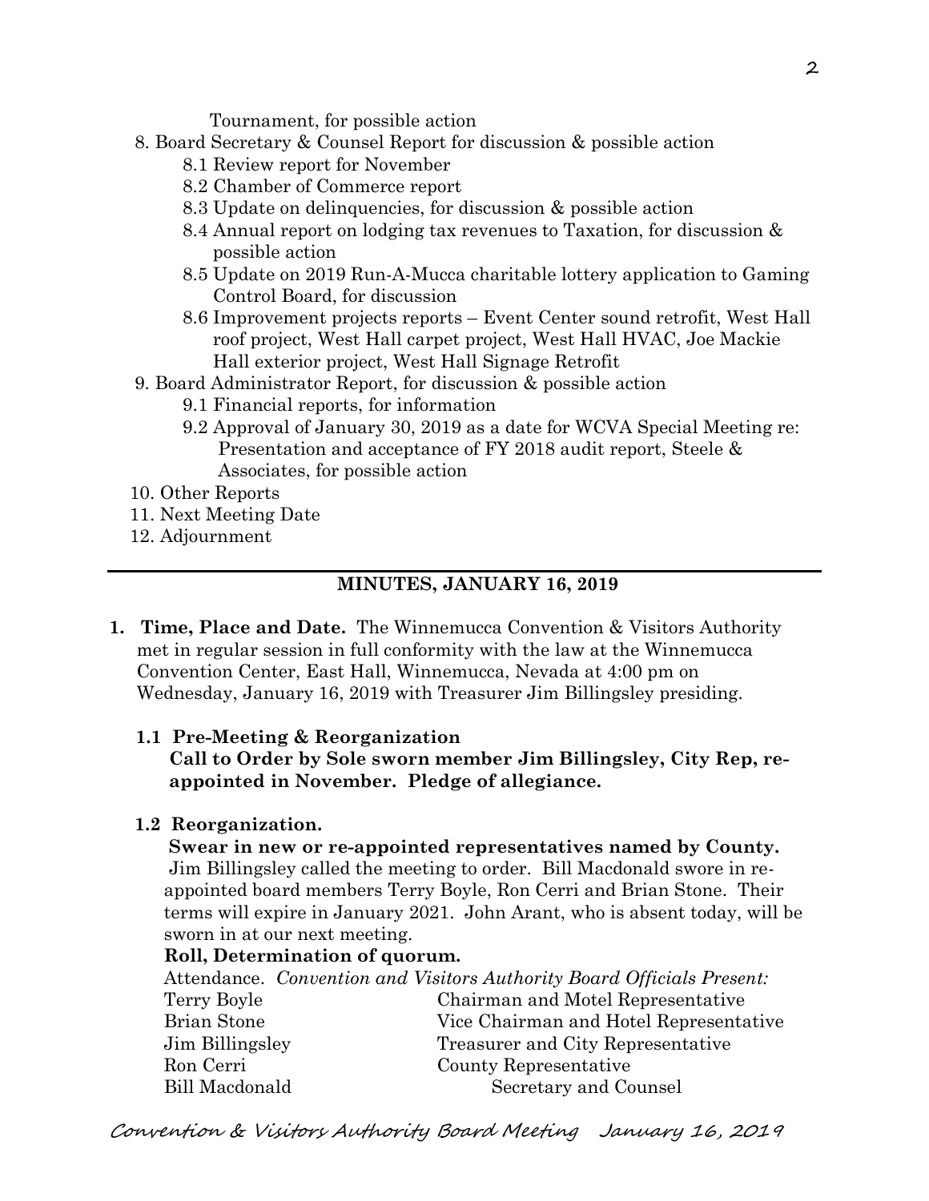Tournament, for possible action

8. Board Secretary & Counsel Report for discussion & possible action
   - 8.1 Review report for November
   - 8.2 Chamber of Commerce report
   - 8.3 Update on delinquencies, for discussion & possible action
   - 8.4 Annual report on lodging tax revenues to Taxation, for discussion & possible action
   - 8.5 Update on 2019 Run-A-Mucca charitable lottery application to Gaming Control Board, for discussion
   - 8.6 Improvement projects reports – Event Center sound retrofit, West Hall roof project, West Hall carpet project, West Hall HVAC, Joe Mackie Hall exterior project, West Hall Signage Retrofit
9. Board Administrator Report, for discussion & possible action
   - 9.1 Financial reports, for information
   - 9.2 Approval of January 30, 2019 as a date for WCVA Special Meeting re: Presentation and acceptance of FY 2018 audit report, Steele & Associates, for possible action
10. Other Reports
11. Next Meeting Date
12. Adjournment

---

## MINUTES, JANUARY 16, 2019

**1. Time, Place and Date.** The Winnemucca Convention & Visitors Authority met in regular session in full conformity with the law at the Winnemucca Convention Center, East Hall, Winnemucca, Nevada at 4:00 pm on Wednesday, January 16, 2019 with Treasurer Jim Billingsley presiding.

**1.1 Pre-Meeting & Reorganization**
**Call to Order by Sole sworn member Jim Billingsley, City Rep, re-appointed in November. Pledge of allegiance.**

**1.2 Reorganization.**
**Swear in new or re-appointed representatives named by County.**
Jim Billingsley called the meeting to order. Bill Macdonald swore in re-appointed board members Terry Boyle, Ron Cerri and Brian Stone. Their terms will expire in January 2021. John Arant, who is absent today, will be sworn in at our next meeting.

**Roll, Determination of quorum.**
Attendance. *Convention and Visitors Authority Board Officials Present:*

| | |
|---|---|
| Terry Boyle | Chairman and Motel Representative |
| Brian Stone | Vice Chairman and Hotel Representative |
| Jim Billingsley | Treasurer and City Representative |
| Ron Cerri | County Representative |
| Bill Macdonald | Secretary and Counsel |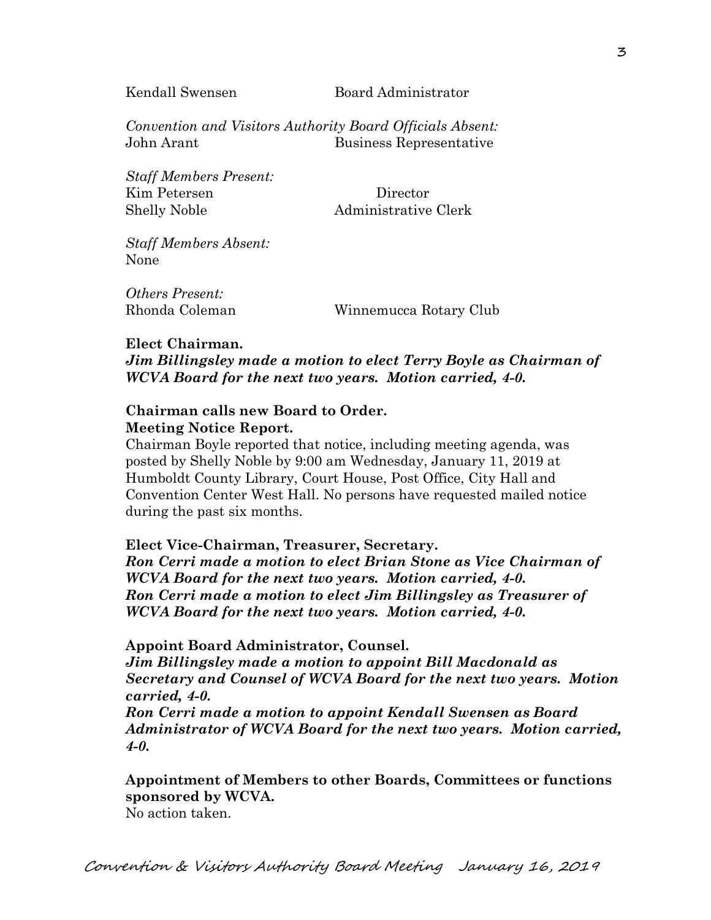Kendall Swensen Board Administrator

*Convention and Visitors Authority Board Officials Absent:*
John Arant Business Representative

*Staff Members Present:*
Kim Petersen Director
Shelly Noble Administrative Clerk

*Staff Members Absent:*
None

*Others Present:*
Rhonda Coleman Winnemucca Rotary Club

**Elect Chairman.**
***Jim Billingsley made a motion to elect Terry Boyle as Chairman of WCVA Board for the next two years. Motion carried, 4-0.***

**Chairman calls new Board to Order.**
**Meeting Notice Report.**
Chairman Boyle reported that notice, including meeting agenda, was posted by Shelly Noble by 9:00 am Wednesday, January 11, 2019 at Humboldt County Library, Court House, Post Office, City Hall and Convention Center West Hall. No persons have requested mailed notice during the past six months.

**Elect Vice-Chairman, Treasurer, Secretary.**
***Ron Cerri made a motion to elect Brian Stone as Vice Chairman of WCVA Board for the next two years. Motion carried, 4-0.***
***Ron Cerri made a motion to elect Jim Billingsley as Treasurer of WCVA Board for the next two years. Motion carried, 4-0.***

**Appoint Board Administrator, Counsel.**
***Jim Billingsley made a motion to appoint Bill Macdonald as Secretary and Counsel of WCVA Board for the next two years. Motion carried, 4-0.***
***Ron Cerri made a motion to appoint Kendall Swensen as Board Administrator of WCVA Board for the next two years. Motion carried, 4-0.***

**Appointment of Members to other Boards, Committees or functions sponsored by WCVA.**
No action taken.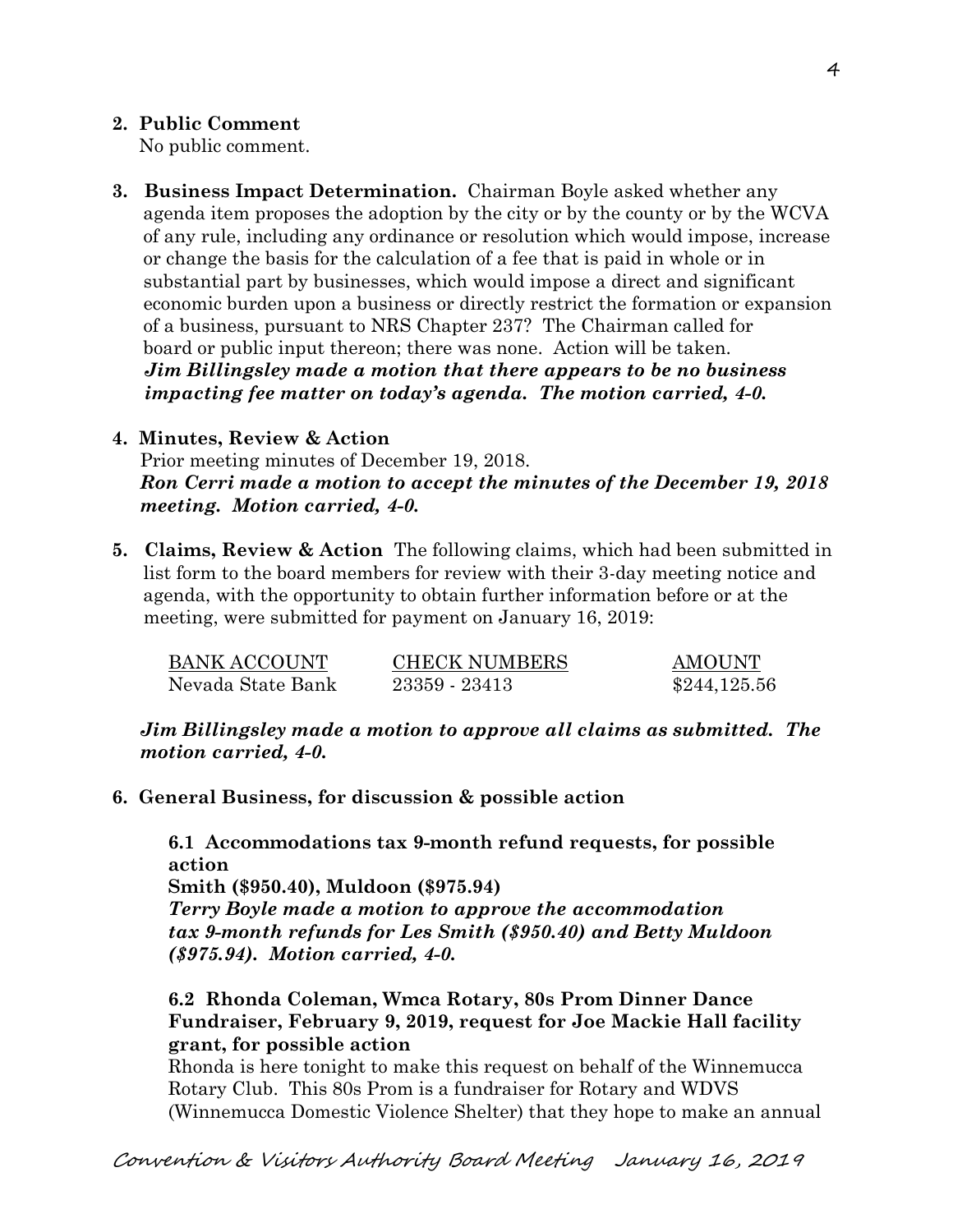**2. Public Comment**

No public comment.

**3. Business Impact Determination.** Chairman Boyle asked whether any agenda item proposes the adoption by the city or by the county or by the WCVA of any rule, including any ordinance or resolution which would impose, increase or change the basis for the calculation of a fee that is paid in whole or in substantial part by businesses, which would impose a direct and significant economic burden upon a business or directly restrict the formation or expansion of a business, pursuant to NRS Chapter 237? The Chairman called for board or public input thereon; there was none. Action will be taken.

***Jim Billingsley made a motion that there appears to be no business impacting fee matter on today's agenda. The motion carried, 4-0.***

**4. Minutes, Review & Action**

Prior meeting minutes of December 19, 2018.

***Ron Cerri made a motion to accept the minutes of the December 19, 2018 meeting. Motion carried, 4-0.***

**5. Claims, Review & Action** The following claims, which had been submitted in list form to the board members for review with their 3-day meeting notice and agenda, with the opportunity to obtain further information before or at the meeting, were submitted for payment on January 16, 2019:

| BANK ACCOUNT | CHECK NUMBERS | AMOUNT |
|---|---|---|
| Nevada State Bank | 23359 - 23413 | $244,125.56 |

***Jim Billingsley made a motion to approve all claims as submitted. The motion carried, 4-0.***

**6. General Business, for discussion & possible action**

**6.1 Accommodations tax 9-month refund requests, for possible action**

**Smith ($950.40), Muldoon ($975.94)**

***Terry Boyle made a motion to approve the accommodation tax 9-month refunds for Les Smith ($950.40) and Betty Muldoon ($975.94). Motion carried, 4-0.***

**6.2 Rhonda Coleman, Wmca Rotary, 80s Prom Dinner Dance Fundraiser, February 9, 2019, request for Joe Mackie Hall facility grant, for possible action**

Rhonda is here tonight to make this request on behalf of the Winnemucca Rotary Club. This 80s Prom is a fundraiser for Rotary and WDVS (Winnemucca Domestic Violence Shelter) that they hope to make an annual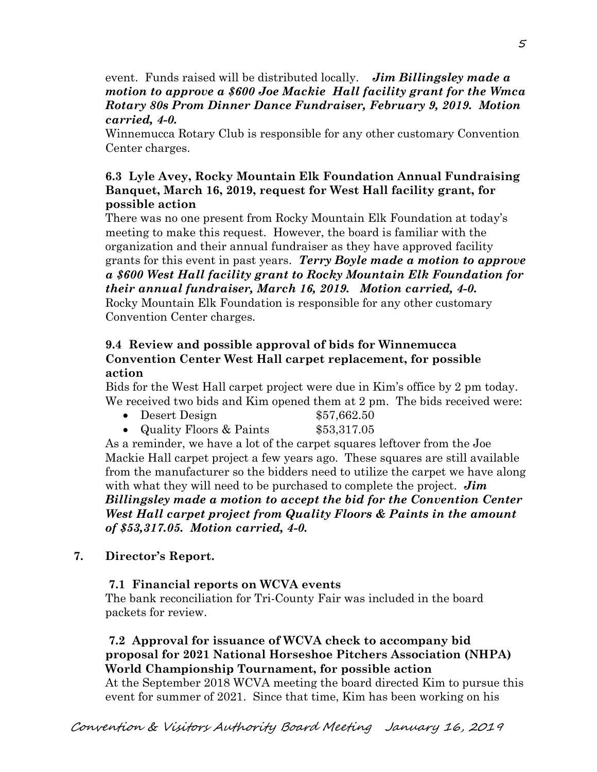event. Funds raised will be distributed locally. ***Jim Billingsley made a motion to approve a $600 Joe Mackie Hall facility grant for the Wmca Rotary 80s Prom Dinner Dance Fundraiser, February 9, 2019. Motion carried, 4-0.***

Winnemucca Rotary Club is responsible for any other customary Convention Center charges.

**6.3 Lyle Avey, Rocky Mountain Elk Foundation Annual Fundraising Banquet, March 16, 2019, request for West Hall facility grant, for possible action**

There was no one present from Rocky Mountain Elk Foundation at today's meeting to make this request. However, the board is familiar with the organization and their annual fundraiser as they have approved facility grants for this event in past years. ***Terry Boyle made a motion to approve a $600 West Hall facility grant to Rocky Mountain Elk Foundation for their annual fundraiser, March 16, 2019. Motion carried, 4-0.*** Rocky Mountain Elk Foundation is responsible for any other customary Convention Center charges.

**9.4 Review and possible approval of bids for Winnemucca Convention Center West Hall carpet replacement, for possible action**

Bids for the West Hall carpet project were due in Kim's office by 2 pm today. We received two bids and Kim opened them at 2 pm. The bids received were:

- Desert Design $57,662.50
- Quality Floors & Paints $53,317.05

As a reminder, we have a lot of the carpet squares leftover from the Joe Mackie Hall carpet project a few years ago. These squares are still available from the manufacturer so the bidders need to utilize the carpet we have along with what they will need to be purchased to complete the project. ***Jim Billingsley made a motion to accept the bid for the Convention Center West Hall carpet project from Quality Floors & Paints in the amount of $53,317.05. Motion carried, 4-0.***

**7. Director's Report.**

**7.1 Financial reports on WCVA events**

The bank reconciliation for Tri-County Fair was included in the board packets for review.

**7.2 Approval for issuance of WCVA check to accompany bid proposal for 2021 National Horseshoe Pitchers Association (NHPA) World Championship Tournament, for possible action**

At the September 2018 WCVA meeting the board directed Kim to pursue this event for summer of 2021. Since that time, Kim has been working on his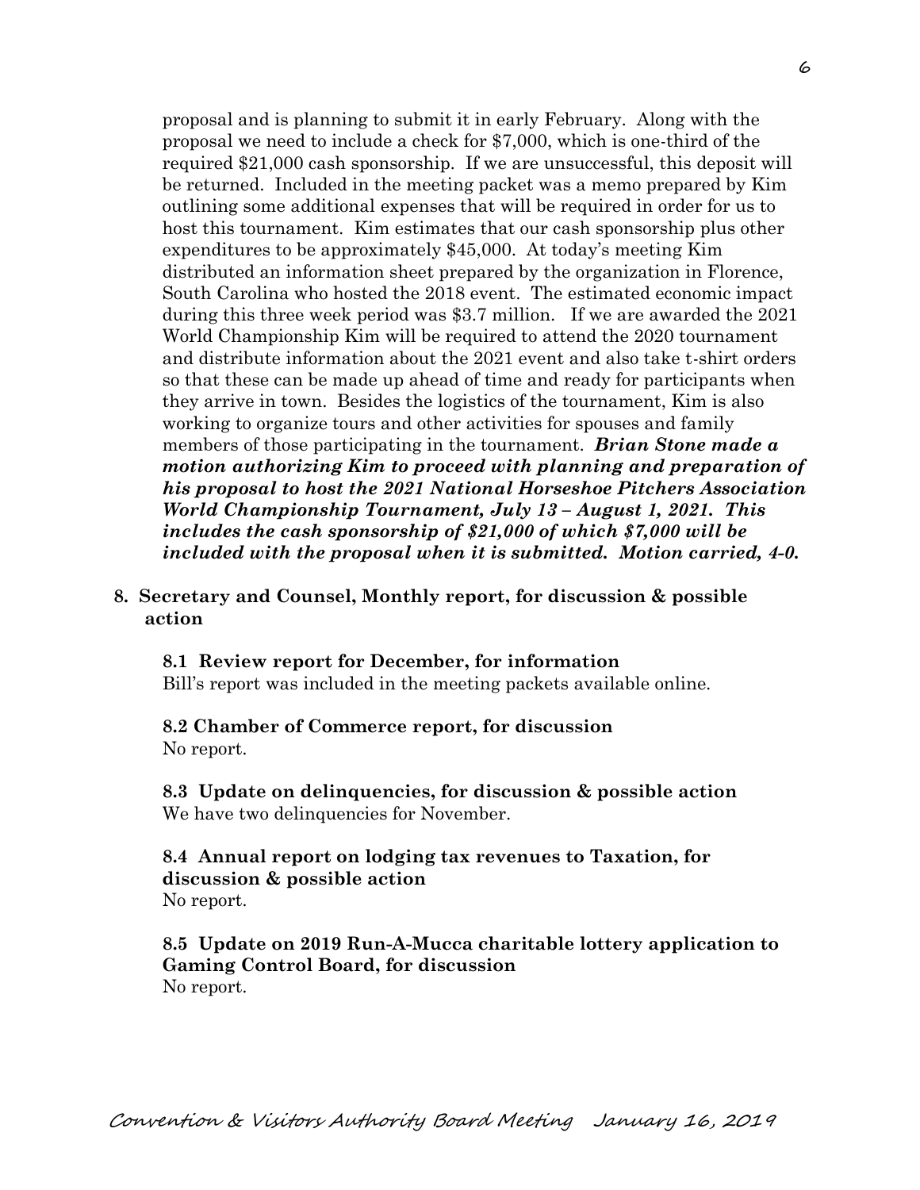proposal and is planning to submit it in early February. Along with the proposal we need to include a check for $7,000, which is one-third of the required $21,000 cash sponsorship. If we are unsuccessful, this deposit will be returned. Included in the meeting packet was a memo prepared by Kim outlining some additional expenses that will be required in order for us to host this tournament. Kim estimates that our cash sponsorship plus other expenditures to be approximately $45,000. At today's meeting Kim distributed an information sheet prepared by the organization in Florence, South Carolina who hosted the 2018 event. The estimated economic impact during this three week period was $3.7 million. If we are awarded the 2021 World Championship Kim will be required to attend the 2020 tournament and distribute information about the 2021 event and also take t-shirt orders so that these can be made up ahead of time and ready for participants when they arrive in town. Besides the logistics of the tournament, Kim is also working to organize tours and other activities for spouses and family members of those participating in the tournament. ***Brian Stone made a motion authorizing Kim to proceed with planning and preparation of his proposal to host the 2021 National Horseshoe Pitchers Association World Championship Tournament, July 13 – August 1, 2021. This includes the cash sponsorship of $21,000 of which $7,000 will be included with the proposal when it is submitted. Motion carried, 4-0.***

**8. Secretary and Counsel, Monthly report, for discussion & possible action**

**8.1 Review report for December, for information**
Bill's report was included in the meeting packets available online.

**8.2 Chamber of Commerce report, for discussion**
No report.

**8.3 Update on delinquencies, for discussion & possible action**
We have two delinquencies for November.

**8.4 Annual report on lodging tax revenues to Taxation, for discussion & possible action**
No report.

**8.5 Update on 2019 Run-A-Mucca charitable lottery application to Gaming Control Board, for discussion**
No report.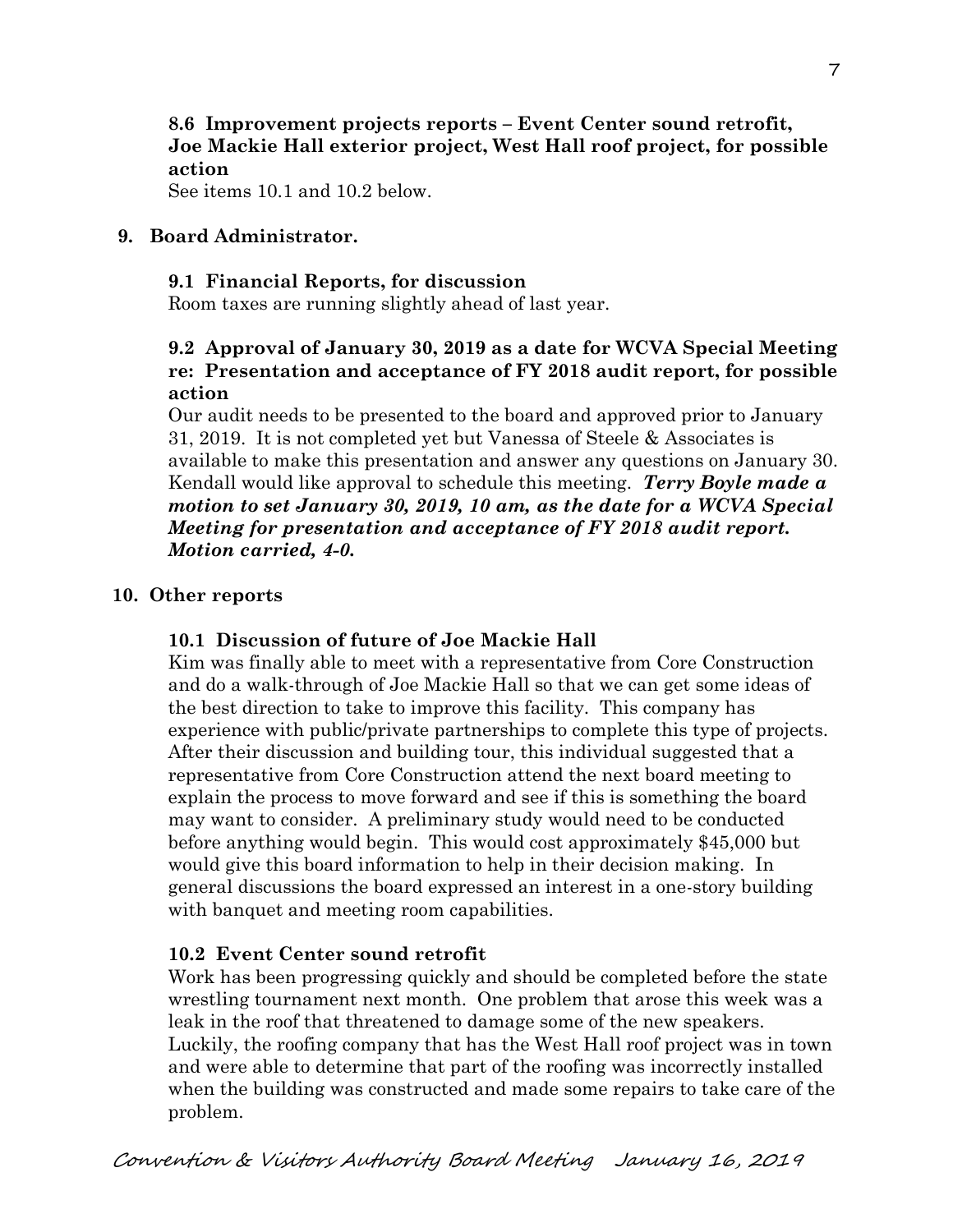**8.6 Improvement projects reports – Event Center sound retrofit, Joe Mackie Hall exterior project, West Hall roof project, for possible action**

See items 10.1 and 10.2 below.

**9. Board Administrator.**

**9.1 Financial Reports, for discussion**

Room taxes are running slightly ahead of last year.

**9.2 Approval of January 30, 2019 as a date for WCVA Special Meeting re: Presentation and acceptance of FY 2018 audit report, for possible action**

Our audit needs to be presented to the board and approved prior to January 31, 2019. It is not completed yet but Vanessa of Steele & Associates is available to make this presentation and answer any questions on January 30. Kendall would like approval to schedule this meeting. ***Terry Boyle made a motion to set January 30, 2019, 10 am, as the date for a WCVA Special Meeting for presentation and acceptance of FY 2018 audit report. Motion carried, 4-0.***

**10. Other reports**

**10.1 Discussion of future of Joe Mackie Hall**

Kim was finally able to meet with a representative from Core Construction and do a walk-through of Joe Mackie Hall so that we can get some ideas of the best direction to take to improve this facility. This company has experience with public/private partnerships to complete this type of projects. After their discussion and building tour, this individual suggested that a representative from Core Construction attend the next board meeting to explain the process to move forward and see if this is something the board may want to consider. A preliminary study would need to be conducted before anything would begin. This would cost approximately $45,000 but would give this board information to help in their decision making. In general discussions the board expressed an interest in a one-story building with banquet and meeting room capabilities.

**10.2 Event Center sound retrofit**

Work has been progressing quickly and should be completed before the state wrestling tournament next month. One problem that arose this week was a leak in the roof that threatened to damage some of the new speakers. Luckily, the roofing company that has the West Hall roof project was in town and were able to determine that part of the roofing was incorrectly installed when the building was constructed and made some repairs to take care of the problem.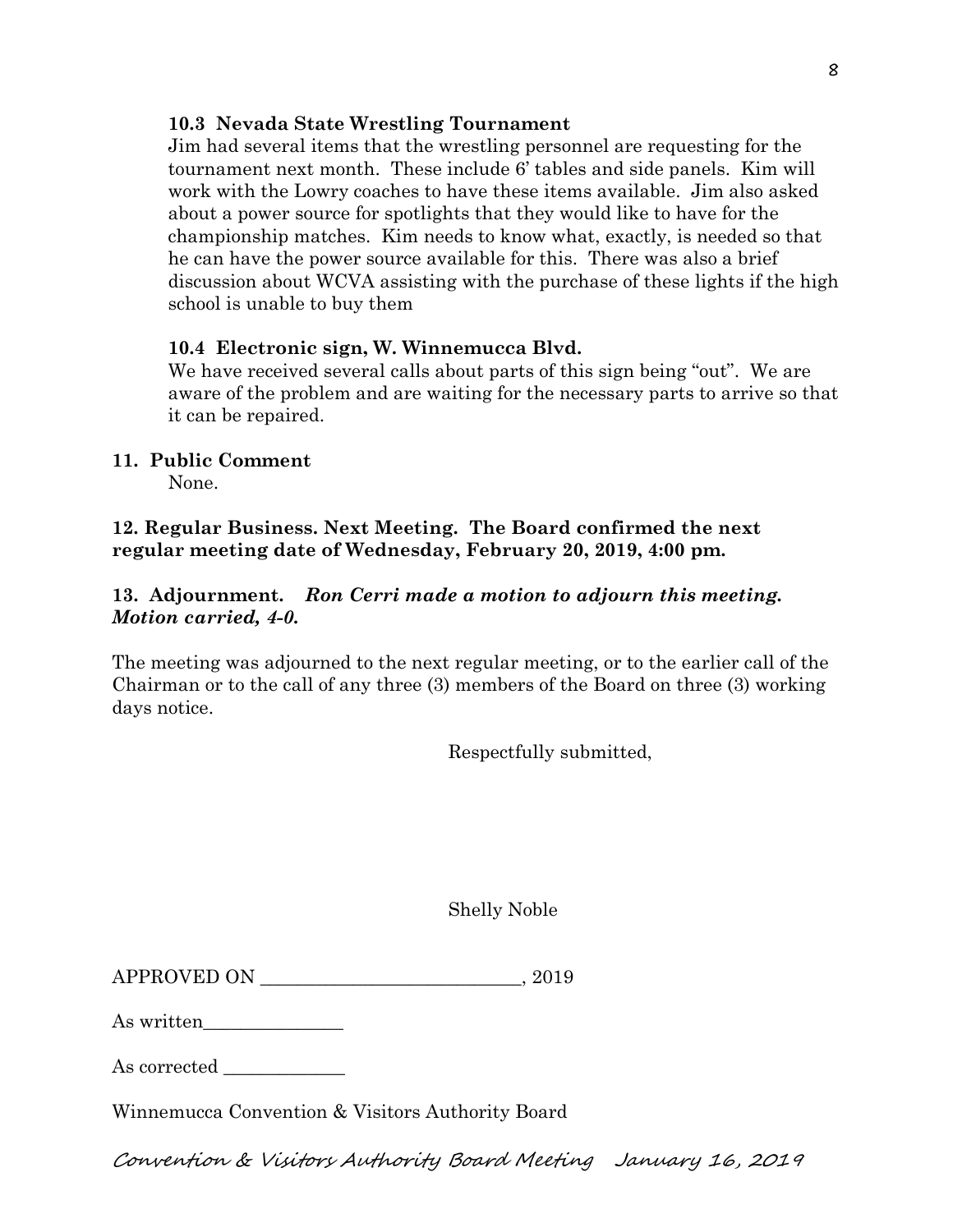**10.3 Nevada State Wrestling Tournament**

Jim had several items that the wrestling personnel are requesting for the tournament next month. These include 6' tables and side panels. Kim will work with the Lowry coaches to have these items available. Jim also asked about a power source for spotlights that they would like to have for the championship matches. Kim needs to know what, exactly, is needed so that he can have the power source available for this. There was also a brief discussion about WCVA assisting with the purchase of these lights if the high school is unable to buy them

**10.4 Electronic sign, W. Winnemucca Blvd.**

We have received several calls about parts of this sign being "out". We are aware of the problem and are waiting for the necessary parts to arrive so that it can be repaired.

**11. Public Comment**

None.

**12. Regular Business. Next Meeting. The Board confirmed the next regular meeting date of Wednesday, February 20, 2019, 4:00 pm.**

**13. Adjournment.** ***Ron Cerri made a motion to adjourn this meeting. Motion carried, 4-0.***

The meeting was adjourned to the next regular meeting, or to the earlier call of the Chairman or to the call of any three (3) members of the Board on three (3) working days notice.

Respectfully submitted,

Shelly Noble

APPROVED ON ____________________________, 2019

As written_______________

As corrected _____________

Winnemucca Convention & Visitors Authority Board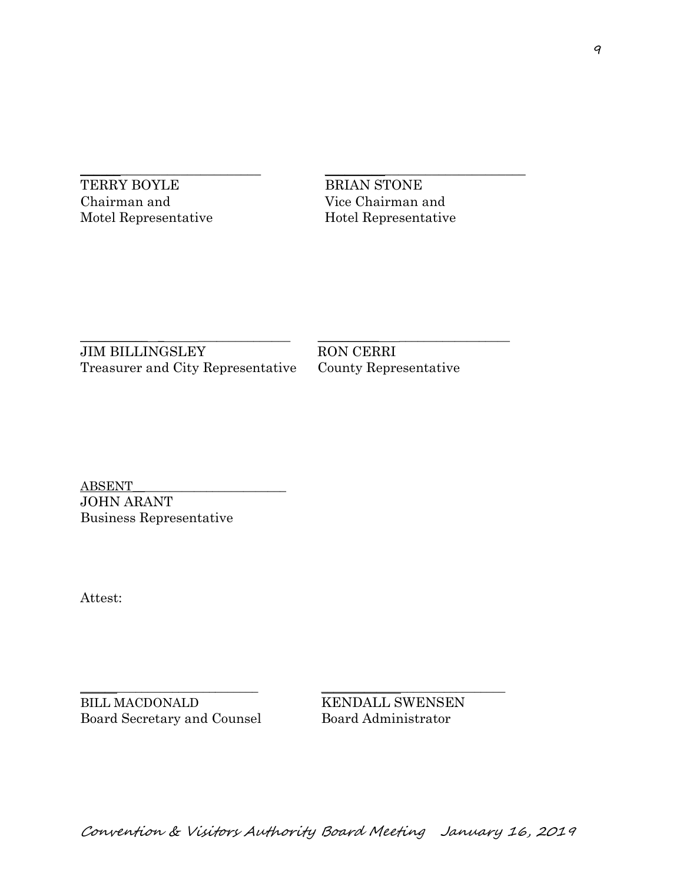\_\_\_\_\_\_\_\_\_\_\_\_\_\_\_\_\_\_\_\_\_\_\_\_\_\_\_\_\_\_
TERRY BOYLE
Chairman and
Motel Representative

\_\_\_\_\_\_\_\_\_\_\_\_\_\_\_\_\_\_\_\_\_\_\_\_\_\_\_\_\_\_
BRIAN STONE
Vice Chairman and
Hotel Representative

\_\_\_\_\_\_\_\_\_\_\_\_\_\_\_\_\_\_\_\_\_\_\_\_\_\_\_\_\_\_
JIM BILLINGSLEY
Treasurer and City Representative

\_\_\_\_\_\_\_\_\_\_\_\_\_\_\_\_\_\_\_\_\_\_\_\_\_\_\_\_\_\_
RON CERRI
County Representative

ABSENT\_\_\_\_\_\_\_\_\_\_\_\_\_\_\_\_\_\_\_\_\_\_
JOHN ARANT
Business Representative

Attest:

\_\_\_\_\_\_\_\_\_\_\_\_\_\_\_\_\_\_\_\_\_\_\_\_\_\_\_\_\_\_
BILL MACDONALD
Board Secretary and Counsel

\_\_\_\_\_\_\_\_\_\_\_\_\_\_\_\_\_\_\_\_\_\_\_\_\_\_\_\_\_\_
KENDALL SWENSEN
Board Administrator